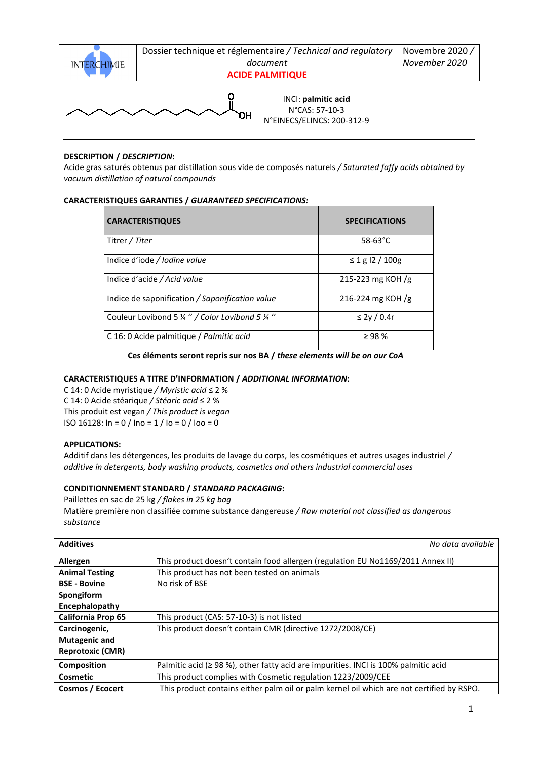| INTERCHIMIE | Dossier technique et réglementaire / *Technical and regulatory document* **ACIDE PALMITIQUE** | Novembre 2020 / *November 2020* |
|---|---|---|

INCI: **palmitic acid**
N°CAS: 57-10-3
N°EINECS/ELINCS: 200-312-9

**DESCRIPTION / *DESCRIPTION*:**
Acide gras saturés obtenus par distillation sous vide de composés naturels / *Saturated faffy acids obtained by vacuum distillation of natural compounds*

**CARACTERISTIQUES GARANTIES / *GUARANTEED SPECIFICATIONS:***

| CARACTERISTIQUES | SPECIFICATIONS |
|---|---|
| Titrer / *Titer* | 58-63°C |
| Indice d'iode / *Iodine value* | ≤ 1 g I2 / 100g |
| Indice d'acide / *Acid value* | 215-223 mg KOH /g |
| Indice de saponification / *Saponification value* | 216-224 mg KOH /g |
| Couleur Lovibond 5 ¼ '' / *Color Lovibond 5 ¼ ''* | ≤ 2y / 0.4r |
| C 16: 0 Acide palmitique / *Palmitic acid* | ≥ 98 % |

**Ces éléments seront repris sur nos BA / *these elements will be on our CoA***

**CARACTERISTIQUES A TITRE D'INFORMATION / *ADDITIONAL INFORMATION*:**
C 14: 0 Acide myristique / *Myristic acid* ≤ 2 %
C 14: 0 Acide stéarique / *Stéaric acid* ≤ 2 %
This produit est vegan / *This product is vegan*
ISO 16128: In = 0 / Ino = 1 / Io = 0 / Ioo = 0

**APPLICATIONS:**
Additif dans les détergences, les produits de lavage du corps, les cosmétiques et autres usages industriel / *additive in detergents, body washing products, cosmetics and others industrial commercial uses*

**CONDITIONNEMENT STANDARD / *STANDARD PACKAGING*:**
Paillettes en sac de 25 kg / *flakes in 25 kg bag*
Matière première non classifiée comme substance dangereuse / *Raw material not classified as dangerous substance*

| **Additives** | *No data available* |
|---|---|
| **Allergen** | This product doesn't contain food allergen (regulation EU No1169/2011 Annex II) |
| **Animal Testing** | This product has not been tested on animals |
| **BSE - Bovine Spongiform Encephalopathy** | No risk of BSE |
| **California Prop 65** | This product (CAS: 57-10-3) is not listed |
| **Carcinogenic, Mutagenic and Reprotoxic (CMR)** | This product doesn't contain CMR (directive 1272/2008/CE) |
| **Composition** | Palmitic acid (≥ 98 %), other fatty acid are impurities. INCI is 100% palmitic acid |
| **Cosmetic** | This product complies with Cosmetic regulation 1223/2009/CEE |
| **Cosmos / Ecocert** | This product contains either palm oil or palm kernel oil which are not certified by RSPO. |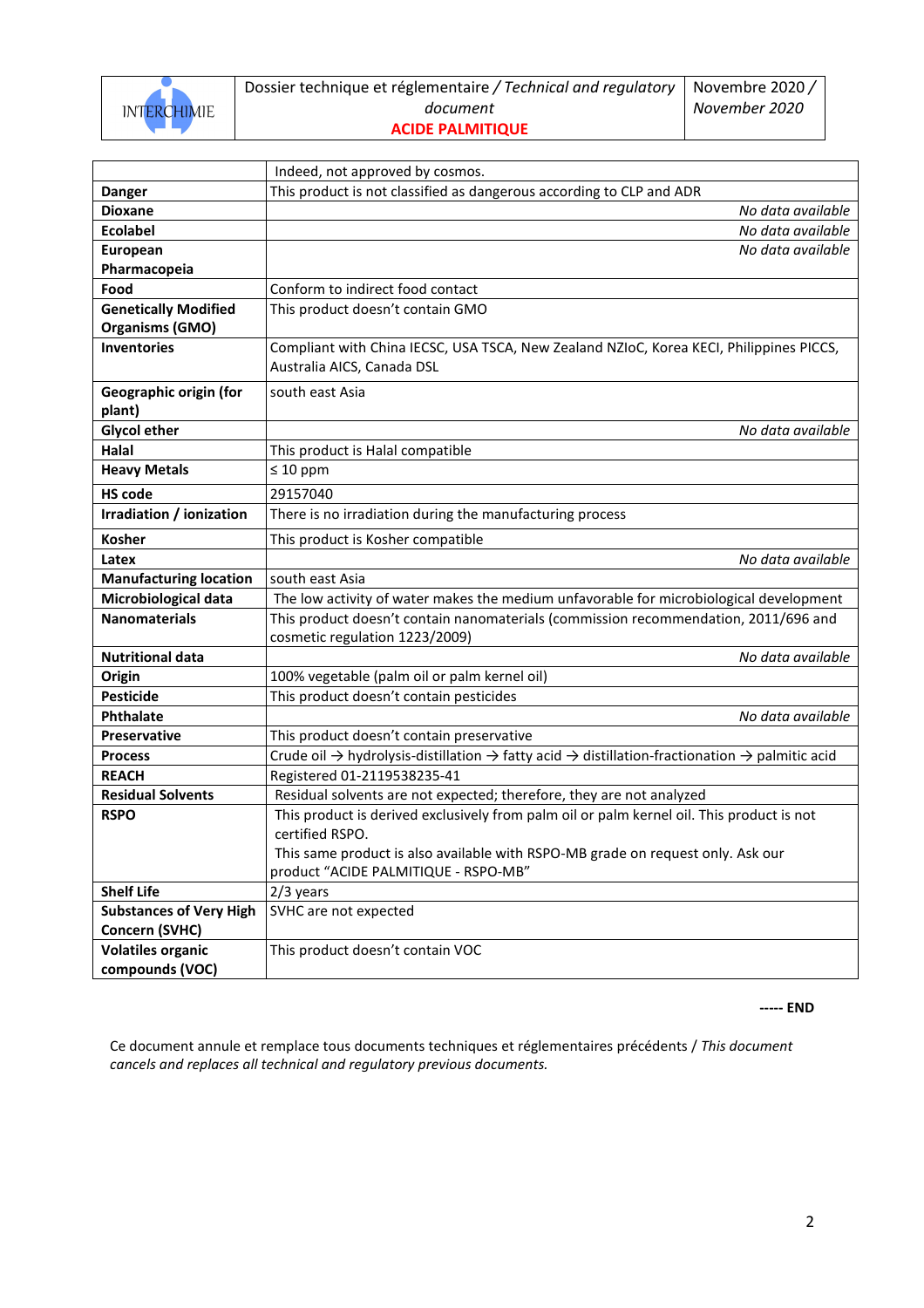| | |
|---|---|
| | Indeed, not approved by cosmos. |
| **Danger** | This product is not classified as dangerous according to CLP and ADR |
| **Dioxane** | *No data available* |
| **Ecolabel** | *No data available* |
| **European Pharmacopeia** | *No data available* |
| **Food** | Conform to indirect food contact |
| **Genetically Modified Organisms (GMO)** | This product doesn't contain GMO |
| **Inventories** | Compliant with China IECSC, USA TSCA, New Zealand NZIoC, Korea KECI, Philippines PICCS, Australia AICS, Canada DSL |
| **Geographic origin (for plant)** | south east Asia |
| **Glycol ether** | *No data available* |
| **Halal** | This product is Halal compatible |
| **Heavy Metals** | ≤ 10 ppm |
| **HS code** | 29157040 |
| **Irradiation / ionization** | There is no irradiation during the manufacturing process |
| **Kosher** | This product is Kosher compatible |
| **Latex** | *No data available* |
| **Manufacturing location** | south east Asia |
| **Microbiological data** | The low activity of water makes the medium unfavorable for microbiological development |
| **Nanomaterials** | This product doesn't contain nanomaterials (commission recommendation, 2011/696 and cosmetic regulation 1223/2009) |
| **Nutritional data** | *No data available* |
| **Origin** | 100% vegetable (palm oil or palm kernel oil) |
| **Pesticide** | This product doesn't contain pesticides |
| **Phthalate** | *No data available* |
| **Preservative** | This product doesn't contain preservative |
| **Process** | Crude oil → hydrolysis-distillation → fatty acid → distillation-fractionation → palmitic acid |
| **REACH** | Registered 01-2119538235-41 |
| **Residual Solvents** | Residual solvents are not expected; therefore, they are not analyzed |
| **RSPO** | This product is derived exclusively from palm oil or palm kernel oil. This product is not certified RSPO. This same product is also available with RSPO-MB grade on request only. Ask our product "ACIDE PALMITIQUE - RSPO-MB" |
| **Shelf Life** | 2/3 years |
| **Substances of Very High Concern (SVHC)** | SVHC are not expected |
| **Volatiles organic compounds (VOC)** | This product doesn't contain VOC |

**----- END**

Ce document annule et remplace tous documents techniques et réglementaires précédents / *This document cancels and replaces all technical and regulatory previous documents.*